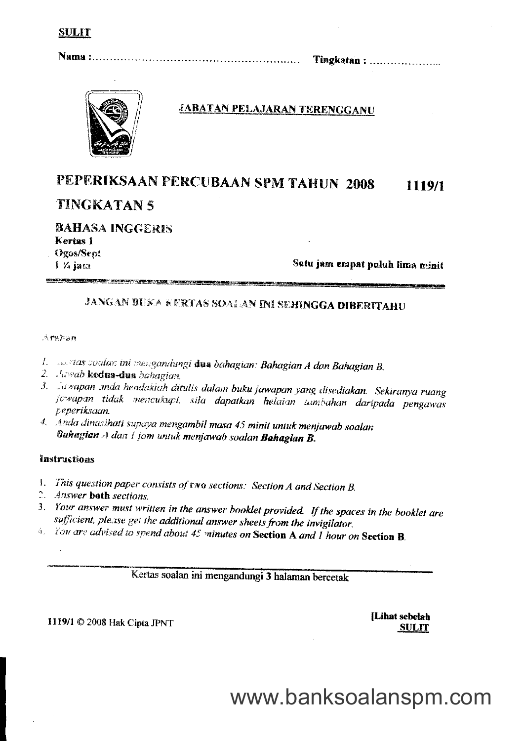**SULIT**

**Nama :** ........................................................ **Tingkatan :** .....................

**JABATAN PELAJARAN TERENGGANU**

# PEPERIKSAAN PERCUBAAN SPM TAHUN 2008 1119/1

## TINGKATAN 5

**BAHASA INGGERIS**
**Kertas 1**
Ogos/Sept
1 ¾ jam

**Satu jam empat puluh lima minit**

**JANGAN BUKA KERTAS SOALAN INI SEHINGGA DIBERITAHU**

Arahan

1. *Kertas soalan ini mengandungi* **dua** *bahagian: Bahagian A dan Bahagian B.*
2. *Jawab* **kedua-dua** *bahagian.*
3. *Jawapan anda hendaklah ditulis dalam buku jawapan yang disediakan. Sekiranya ruang jawapan tidak mencukupi, sila dapatkan helaian tambahan daripada pengawas peperiksaan.*
4. *Anda dinasihati supaya mengambil masa 45 minit untuk menjawab soalan* ***Bahagian A*** *dan 1 jam untuk menjawab soalan* ***Bahagian B.***

**Instructions**

1. *This question paper consists of two sections: Section A and Section B.*
2. *Answer* **both** *sections.*
3. *Your answer must written in the answer booklet provided. If the spaces in the booklet are sufficient, please get the additional answer sheets from the invigilator.*
4. *You are advised to spend about 45 minutes on* **Section A** *and 1 hour on* **Section B**.

Kertas soalan ini mengandungi **3** halaman bercetak

1119/1 © 2008 Hak Cipta JPNT

**[Lihat sebelah**
**SULIT**

www.banksoalanspm.com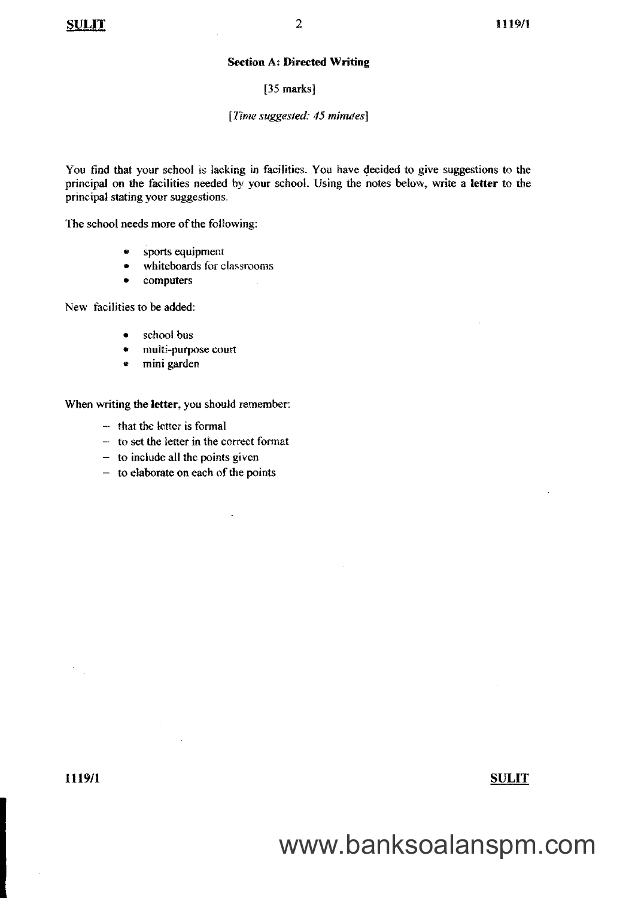## Section A: Directed Writing

[35 marks]

*[Time suggested: 45 minutes]*

You find that your school is lacking in facilities. You have decided to give suggestions to the principal on the facilities needed by your school. Using the notes below, write a **letter** to the principal stating your suggestions.

The school needs more of the following:

- sports equipment
- whiteboards for classrooms
- computers

New facilities to be added:

- school bus
- multi-purpose court
- mini garden

When writing the **letter**, you should remember:

- that the letter is formal
- to set the letter in the correct format
- to include all the points given
- to elaborate on each of the points

www.banksoalanspm.com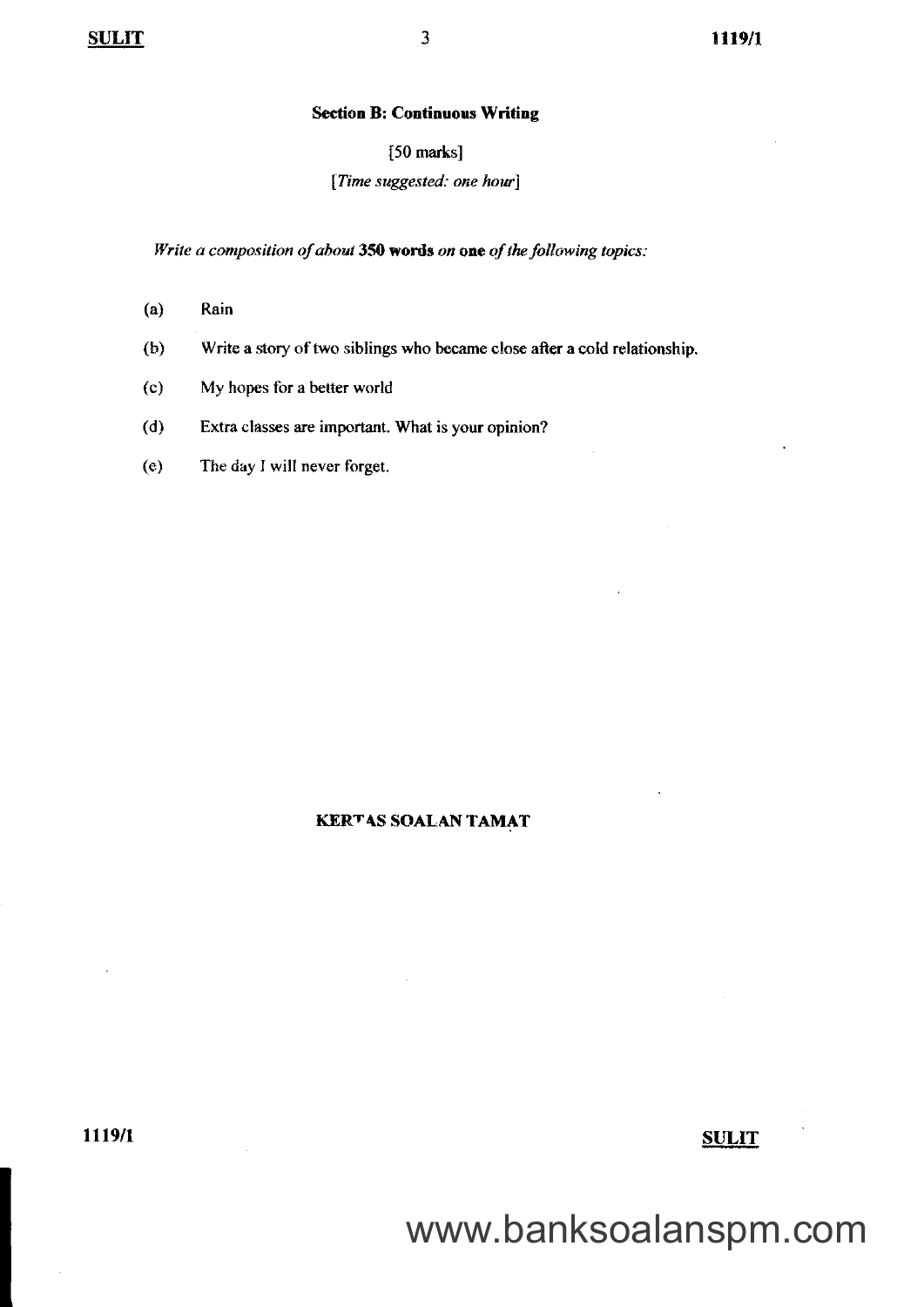**Section B: Continuous Writing**

[50 marks]

*[Time suggested: one hour]*

*Write a composition of about* **350 words** *on* **one** *of the following topics:*

(a) Rain

(b) Write a story of two siblings who became close after a cold relationship.

(c) My hopes for a better world

(d) Extra classes are important. What is your opinion?

(e) The day I will never forget.

**KERTAS SOALAN TAMAT**

www.banksoalanspm.com